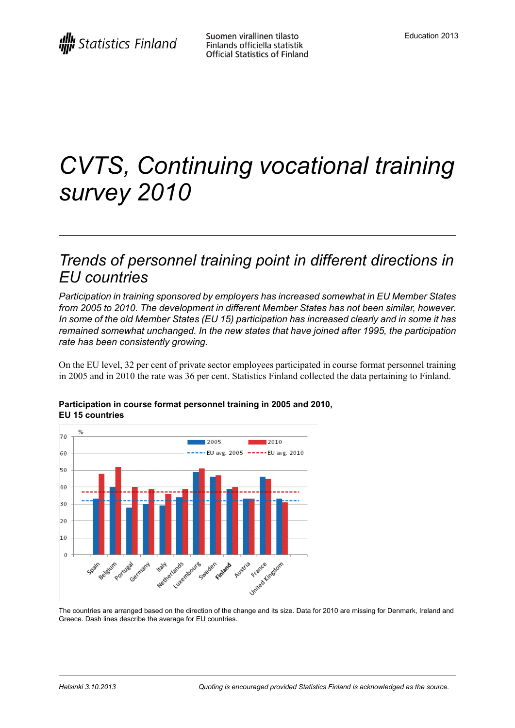Statistics Finland

Suomen virallinen tilasto
Finlands officiella statistik
Official Statistics of Finland

Education 2013

# CVTS, Continuing vocational training survey 2010

## Trends of personnel training point in different directions in EU countries

*Participation in training sponsored by employers has increased somewhat in EU Member States from 2005 to 2010. The development in different Member States has not been similar, however. In some of the old Member States (EU 15) participation has increased clearly and in some it has remained somewhat unchanged. In the new states that have joined after 1995, the participation rate has been consistently growing.*

On the EU level, 32 per cent of private sector employees participated in course format personnel training in 2005 and in 2010 the rate was 36 per cent. Statistics Finland collected the data pertaining to Finland.

**Participation in course format personnel training in 2005 and 2010, EU 15 countries**

The countries are arranged based on the direction of the change and its size. Data for 2010 are missing for Denmark, Ireland and Greece. Dash lines describe the average for EU countries.

Helsinki 3.10.2013

Quoting is encouraged provided Statistics Finland is acknowledged as the source.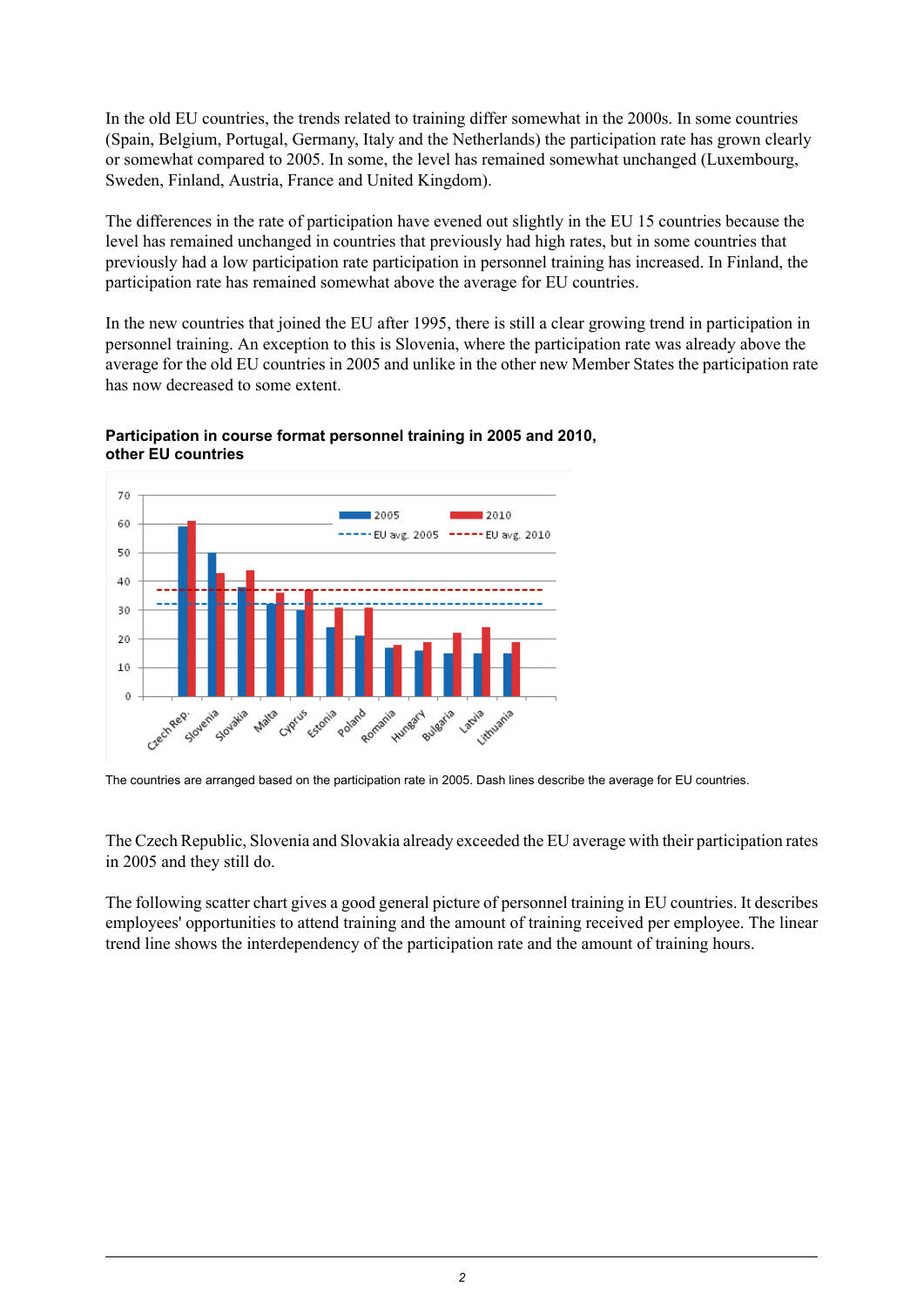In the old EU countries, the trends related to training differ somewhat in the 2000s. In some countries (Spain, Belgium, Portugal, Germany, Italy and the Netherlands) the participation rate has grown clearly or somewhat compared to 2005. In some, the level has remained somewhat unchanged (Luxembourg, Sweden, Finland, Austria, France and United Kingdom).

The differences in the rate of participation have evened out slightly in the EU 15 countries because the level has remained unchanged in countries that previously had high rates, but in some countries that previously had a low participation rate participation in personnel training has increased. In Finland, the participation rate has remained somewhat above the average for EU countries.

In the new countries that joined the EU after 1995, there is still a clear growing trend in participation in personnel training. An exception to this is Slovenia, where the participation rate was already above the average for the old EU countries in 2005 and unlike in the other new Member States the participation rate has now decreased to some extent.

**Participation in course format personnel training in 2005 and 2010, other EU countries**

The countries are arranged based on the participation rate in 2005. Dash lines describe the average for EU countries.

The Czech Republic, Slovenia and Slovakia already exceeded the EU average with their participation rates in 2005 and they still do.

The following scatter chart gives a good general picture of personnel training in EU countries. It describes employees' opportunities to attend training and the amount of training received per employee. The linear trend line shows the interdependency of the participation rate and the amount of training hours.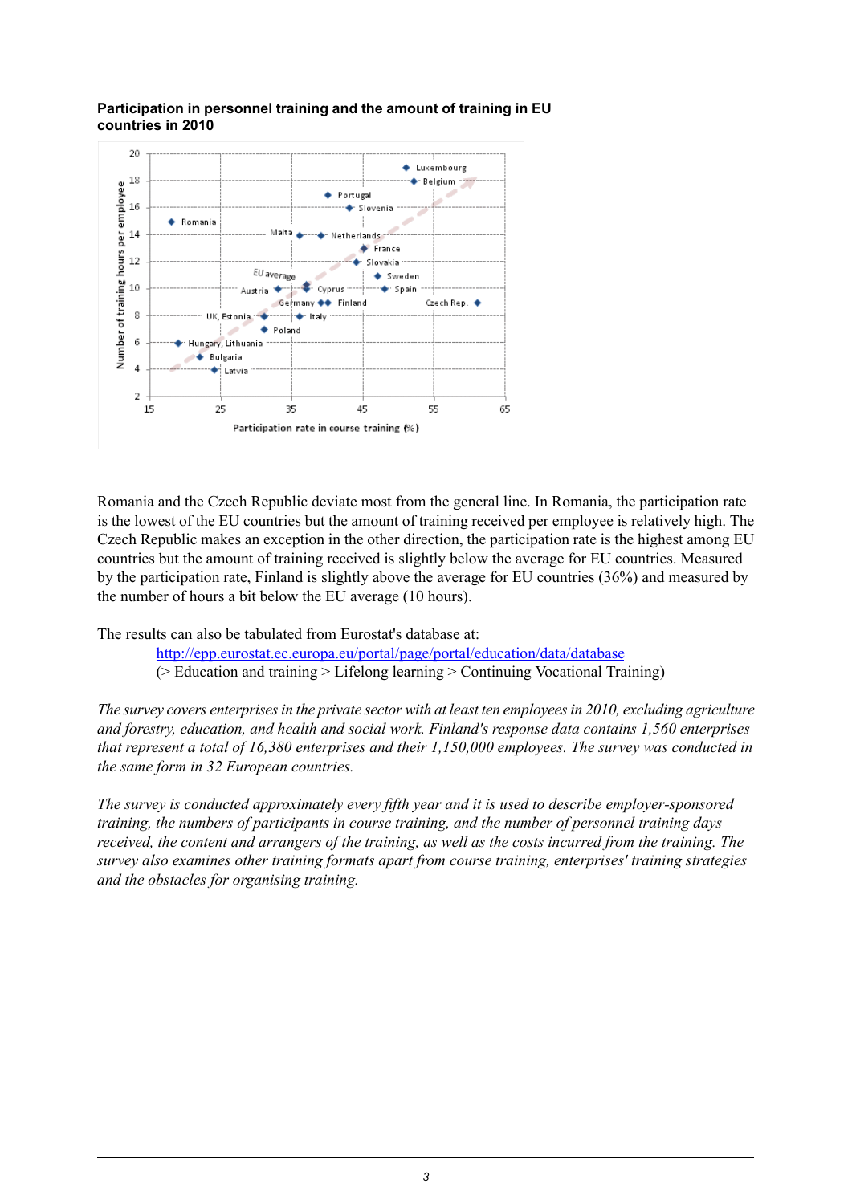**Participation in personnel training and the amount of training in EU countries in 2010**

Romania and the Czech Republic deviate most from the general line. In Romania, the participation rate is the lowest of the EU countries but the amount of training received per employee is relatively high. The Czech Republic makes an exception in the other direction, the participation rate is the highest among EU countries but the amount of training received is slightly below the average for EU countries. Measured by the participation rate, Finland is slightly above the average for EU countries (36%) and measured by the number of hours a bit below the EU average (10 hours).

The results can also be tabulated from Eurostat's database at:

> http://epp.eurostat.ec.europa.eu/portal/page/portal/education/data/database
> (> Education and training > Lifelong learning > Continuing Vocational Training)

*The survey covers enterprises in the private sector with at least ten employees in 2010, excluding agriculture and forestry, education, and health and social work. Finland's response data contains 1,560 enterprises that represent a total of 16,380 enterprises and their 1,150,000 employees. The survey was conducted in the same form in 32 European countries.*

*The survey is conducted approximately every fifth year and it is used to describe employer-sponsored training, the numbers of participants in course training, and the number of personnel training days received, the content and arrangers of the training, as well as the costs incurred from the training. The survey also examines other training formats apart from course training, enterprises' training strategies and the obstacles for organising training.*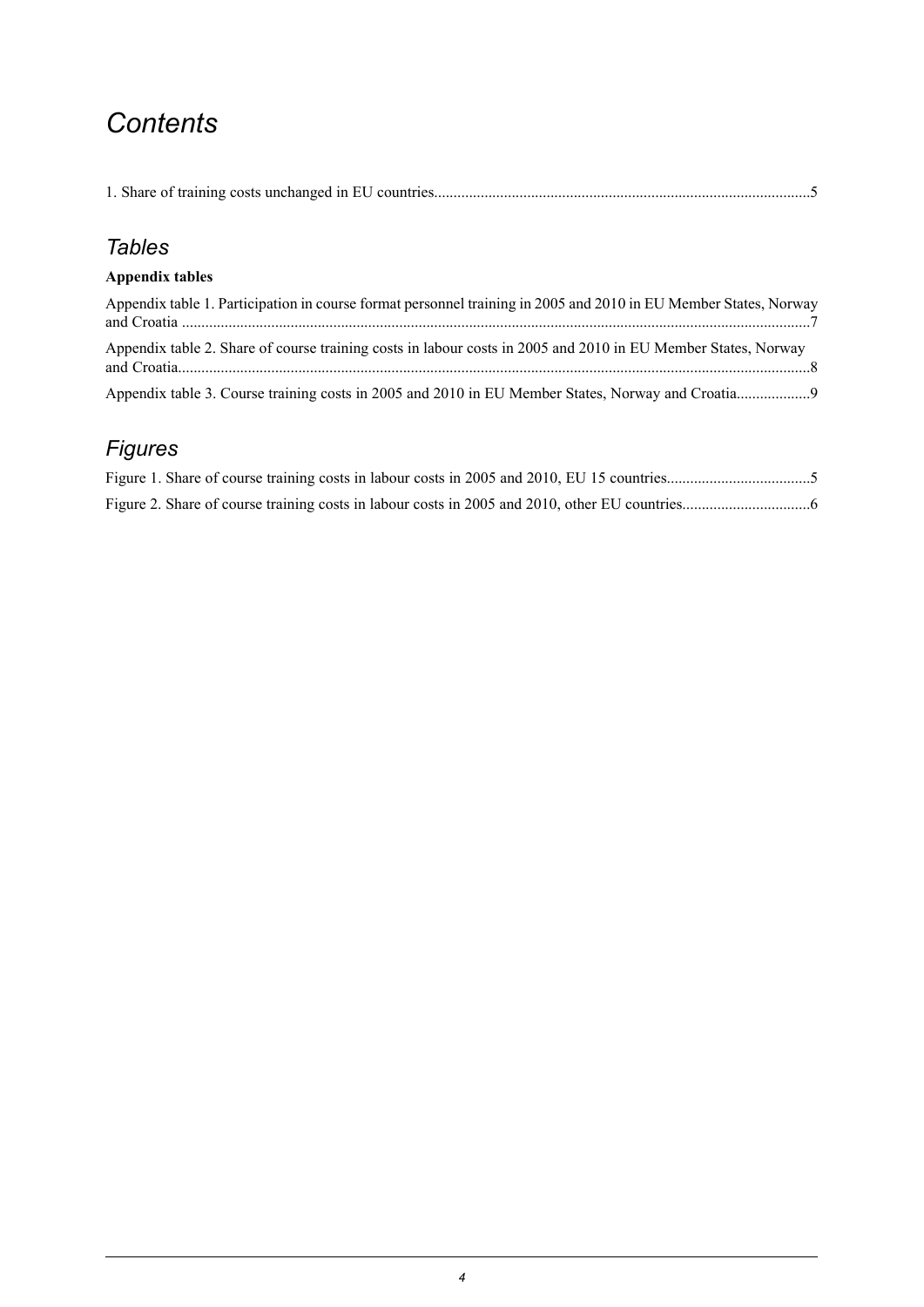# *Contents*

1. Share of training costs unchanged in EU countries................................................................................................5

## *Tables*

**Appendix tables**

Appendix table 1. Participation in course format personnel training in 2005 and 2010 in EU Member States, Norway and Croatia .................................................................................................................................................7

Appendix table 2. Share of course training costs in labour costs in 2005 and 2010 in EU Member States, Norway and Croatia.................................................................................................................................................8

Appendix table 3. Course training costs in 2005 and 2010 in EU Member States, Norway and Croatia..................9

## *Figures*

Figure 1. Share of course training costs in labour costs in 2005 and 2010, EU 15 countries....................................5

Figure 2. Share of course training costs in labour costs in 2005 and 2010, other EU countries................................6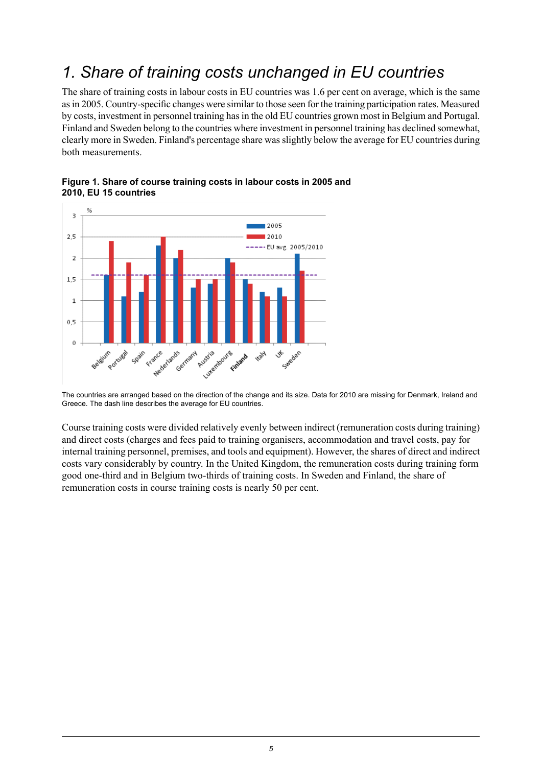# 1. Share of training costs unchanged in EU countries

The share of training costs in labour costs in EU countries was 1.6 per cent on average, which is the same as in 2005. Country-specific changes were similar to those seen for the training participation rates. Measured by costs, investment in personnel training has in the old EU countries grown most in Belgium and Portugal. Finland and Sweden belong to the countries where investment in personnel training has declined somewhat, clearly more in Sweden. Finland's percentage share was slightly below the average for EU countries during both measurements.

**Figure 1. Share of course training costs in labour costs in 2005 and 2010, EU 15 countries**

The countries are arranged based on the direction of the change and its size. Data for 2010 are missing for Denmark, Ireland and Greece. The dash line describes the average for EU countries.

Course training costs were divided relatively evenly between indirect (remuneration costs during training) and direct costs (charges and fees paid to training organisers, accommodation and travel costs, pay for internal training personnel, premises, and tools and equipment). However, the shares of direct and indirect costs vary considerably by country. In the United Kingdom, the remuneration costs during training form good one-third and in Belgium two-thirds of training costs. In Sweden and Finland, the share of remuneration costs in course training costs is nearly 50 per cent.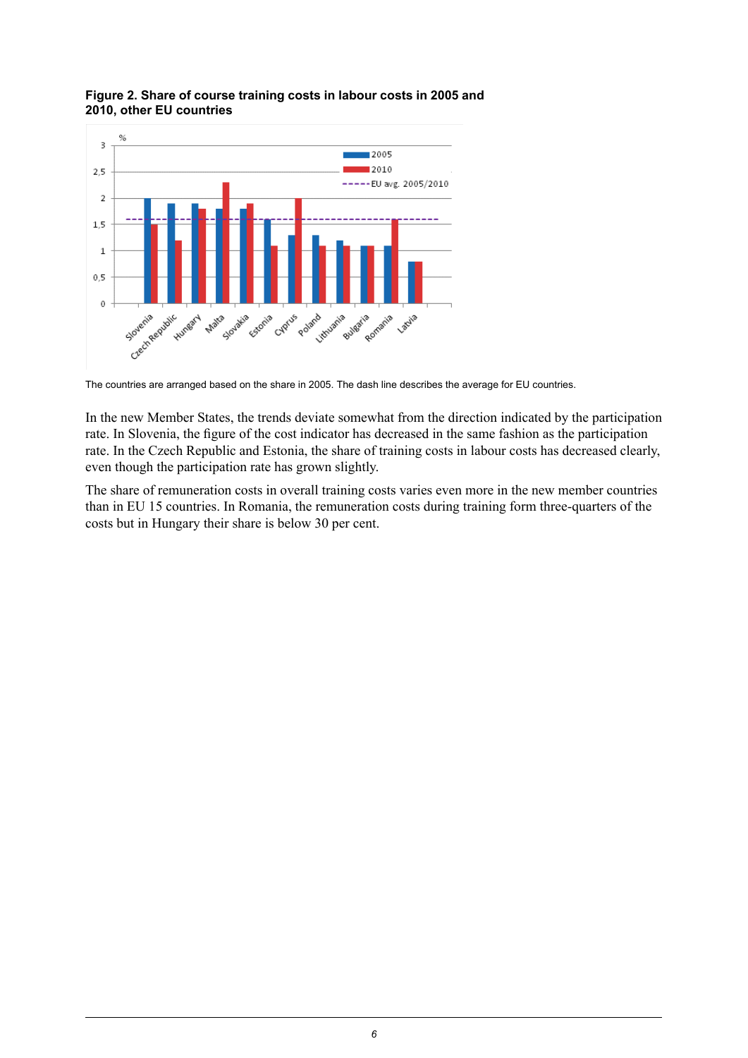**Figure 2. Share of course training costs in labour costs in 2005 and 2010, other EU countries**

The countries are arranged based on the share in 2005. The dash line describes the average for EU countries.

In the new Member States, the trends deviate somewhat from the direction indicated by the participation rate. In Slovenia, the figure of the cost indicator has decreased in the same fashion as the participation rate. In the Czech Republic and Estonia, the share of training costs in labour costs has decreased clearly, even though the participation rate has grown slightly.

The share of remuneration costs in overall training costs varies even more in the new member countries than in EU 15 countries. In Romania, the remuneration costs during training form three-quarters of the costs but in Hungary their share is below 30 per cent.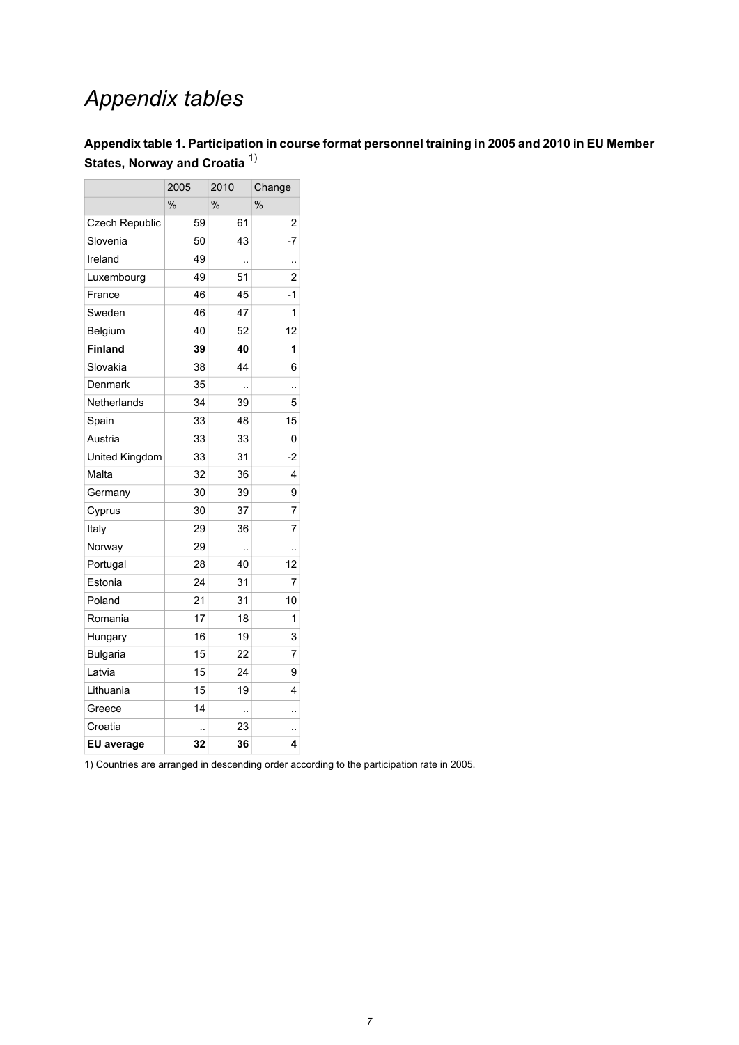# *Appendix tables*

**Appendix table 1. Participation in course format personnel training in 2005 and 2010 in EU Member States, Norway and Croatia** [1)]

| | 2005 | 2010 | Change |
|---|---|---|---|
| | % | % | % |
| Czech Republic | 59 | 61 | 2 |
| Slovenia | 50 | 43 | -7 |
| Ireland | 49 | .. | .. |
| Luxembourg | 49 | 51 | 2 |
| France | 46 | 45 | -1 |
| Sweden | 46 | 47 | 1 |
| Belgium | 40 | 52 | 12 |
| **Finland** | **39** | **40** | **1** |
| Slovakia | 38 | 44 | 6 |
| Denmark | 35 | .. | .. |
| Netherlands | 34 | 39 | 5 |
| Spain | 33 | 48 | 15 |
| Austria | 33 | 33 | 0 |
| United Kingdom | 33 | 31 | -2 |
| Malta | 32 | 36 | 4 |
| Germany | 30 | 39 | 9 |
| Cyprus | 30 | 37 | 7 |
| Italy | 29 | 36 | 7 |
| Norway | 29 | .. | .. |
| Portugal | 28 | 40 | 12 |
| Estonia | 24 | 31 | 7 |
| Poland | 21 | 31 | 10 |
| Romania | 17 | 18 | 1 |
| Hungary | 16 | 19 | 3 |
| Bulgaria | 15 | 22 | 7 |
| Latvia | 15 | 24 | 9 |
| Lithuania | 15 | 19 | 4 |
| Greece | 14 | .. | .. |
| Croatia | .. | 23 | .. |
| **EU average** | **32** | **36** | **4** |

1) Countries are arranged in descending order according to the participation rate in 2005.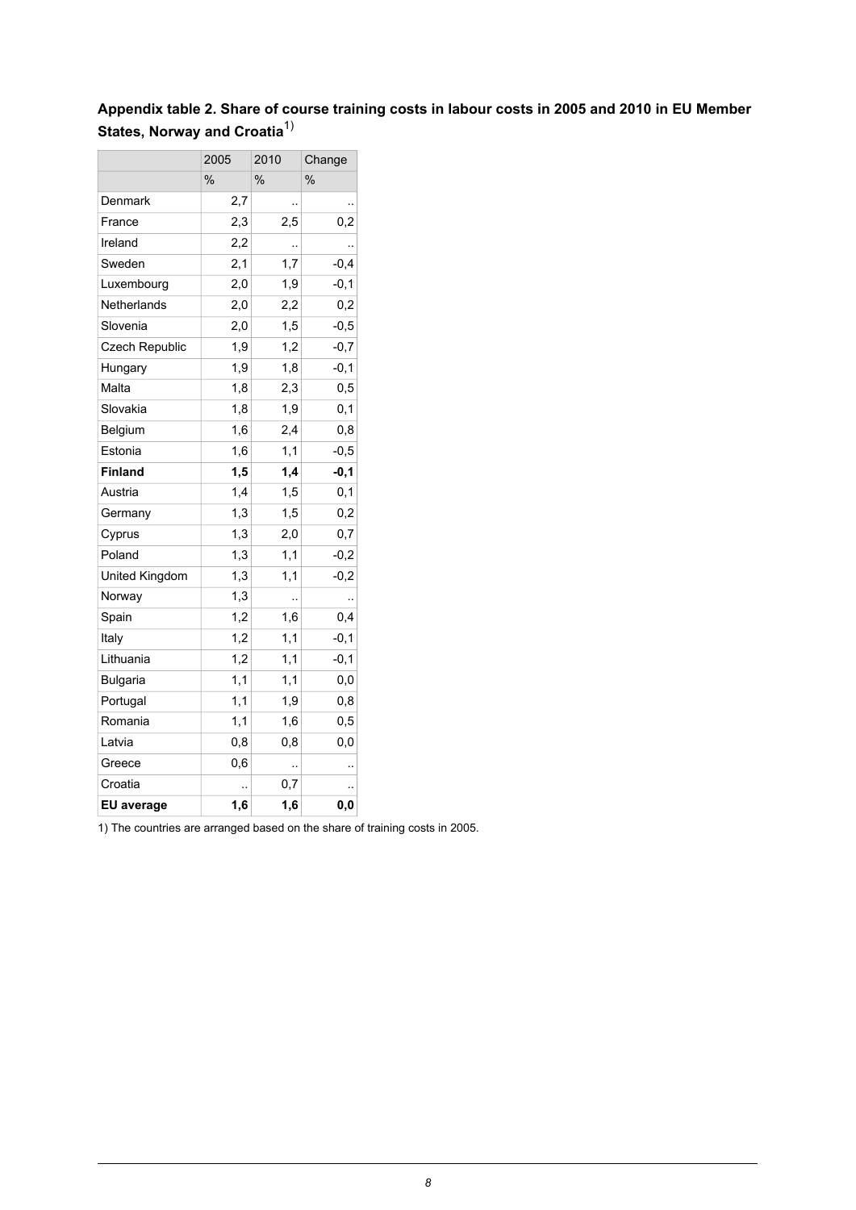**Appendix table 2. Share of course training costs in labour costs in 2005 and 2010 in EU Member States, Norway and Croatia**[1)]

| | 2005 | 2010 | Change |
|---|---|---|---|
| | % | % | % |
| Denmark | 2,7 | .. | .. |
| France | 2,3 | 2,5 | 0,2 |
| Ireland | 2,2 | .. | .. |
| Sweden | 2,1 | 1,7 | -0,4 |
| Luxembourg | 2,0 | 1,9 | -0,1 |
| Netherlands | 2,0 | 2,2 | 0,2 |
| Slovenia | 2,0 | 1,5 | -0,5 |
| Czech Republic | 1,9 | 1,2 | -0,7 |
| Hungary | 1,9 | 1,8 | -0,1 |
| Malta | 1,8 | 2,3 | 0,5 |
| Slovakia | 1,8 | 1,9 | 0,1 |
| Belgium | 1,6 | 2,4 | 0,8 |
| Estonia | 1,6 | 1,1 | -0,5 |
| **Finland** | **1,5** | **1,4** | **-0,1** |
| Austria | 1,4 | 1,5 | 0,1 |
| Germany | 1,3 | 1,5 | 0,2 |
| Cyprus | 1,3 | 2,0 | 0,7 |
| Poland | 1,3 | 1,1 | -0,2 |
| United Kingdom | 1,3 | 1,1 | -0,2 |
| Norway | 1,3 | .. | .. |
| Spain | 1,2 | 1,6 | 0,4 |
| Italy | 1,2 | 1,1 | -0,1 |
| Lithuania | 1,2 | 1,1 | -0,1 |
| Bulgaria | 1,1 | 1,1 | 0,0 |
| Portugal | 1,1 | 1,9 | 0,8 |
| Romania | 1,1 | 1,6 | 0,5 |
| Latvia | 0,8 | 0,8 | 0,0 |
| Greece | 0,6 | .. | .. |
| Croatia | .. | 0,7 | .. |
| **EU average** | **1,6** | **1,6** | **0,0** |

1) The countries are arranged based on the share of training costs in 2005.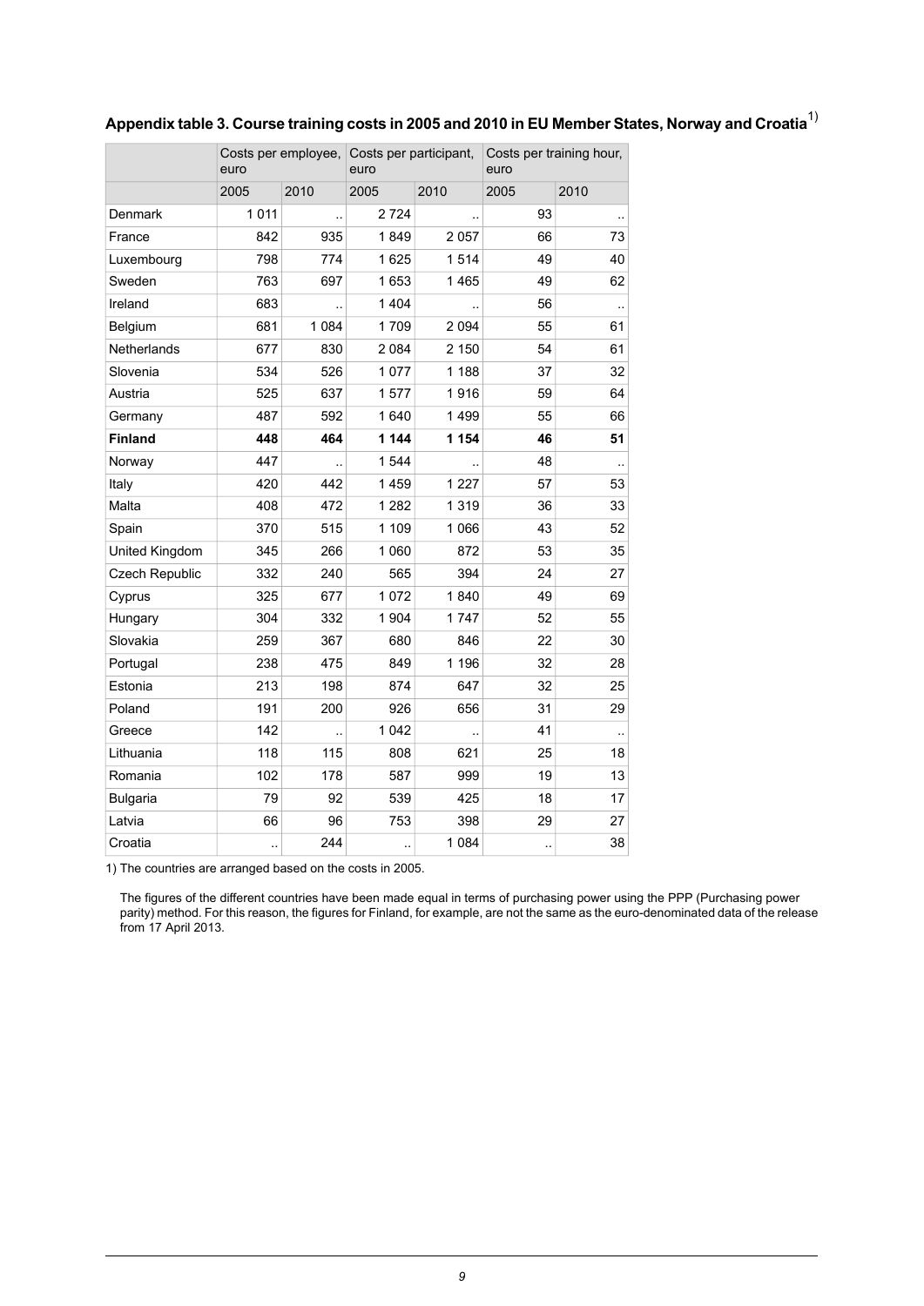## Appendix table 3. Course training costs in 2005 and 2010 in EU Member States, Norway and Croatia[1)]

| | Costs per employee, euro | | Costs per participant, euro | | Costs per training hour, euro | |
|---|---|---|---|---|---|---|
| | 2005 | 2010 | 2005 | 2010 | 2005 | 2010 |
| Denmark | 1 011 | .. | 2 724 | .. | 93 | .. |
| France | 842 | 935 | 1 849 | 2 057 | 66 | 73 |
| Luxembourg | 798 | 774 | 1 625 | 1 514 | 49 | 40 |
| Sweden | 763 | 697 | 1 653 | 1 465 | 49 | 62 |
| Ireland | 683 | .. | 1 404 | .. | 56 | .. |
| Belgium | 681 | 1 084 | 1 709 | 2 094 | 55 | 61 |
| Netherlands | 677 | 830 | 2 084 | 2 150 | 54 | 61 |
| Slovenia | 534 | 526 | 1 077 | 1 188 | 37 | 32 |
| Austria | 525 | 637 | 1 577 | 1 916 | 59 | 64 |
| Germany | 487 | 592 | 1 640 | 1 499 | 55 | 66 |
| **Finland** | **448** | **464** | **1 144** | **1 154** | **46** | **51** |
| Norway | 447 | .. | 1 544 | .. | 48 | .. |
| Italy | 420 | 442 | 1 459 | 1 227 | 57 | 53 |
| Malta | 408 | 472 | 1 282 | 1 319 | 36 | 33 |
| Spain | 370 | 515 | 1 109 | 1 066 | 43 | 52 |
| United Kingdom | 345 | 266 | 1 060 | 872 | 53 | 35 |
| Czech Republic | 332 | 240 | 565 | 394 | 24 | 27 |
| Cyprus | 325 | 677 | 1 072 | 1 840 | 49 | 69 |
| Hungary | 304 | 332 | 1 904 | 1 747 | 52 | 55 |
| Slovakia | 259 | 367 | 680 | 846 | 22 | 30 |
| Portugal | 238 | 475 | 849 | 1 196 | 32 | 28 |
| Estonia | 213 | 198 | 874 | 647 | 32 | 25 |
| Poland | 191 | 200 | 926 | 656 | 31 | 29 |
| Greece | 142 | .. | 1 042 | .. | 41 | .. |
| Lithuania | 118 | 115 | 808 | 621 | 25 | 18 |
| Romania | 102 | 178 | 587 | 999 | 19 | 13 |
| Bulgaria | 79 | 92 | 539 | 425 | 18 | 17 |
| Latvia | 66 | 96 | 753 | 398 | 29 | 27 |
| Croatia | .. | 244 | .. | 1 084 | .. | 38 |

1) The countries are arranged based on the costs in 2005.

The figures of the different countries have been made equal in terms of purchasing power using the PPP (Purchasing power parity) method. For this reason, the figures for Finland, for example, are not the same as the euro-denominated data of the release from 17 April 2013.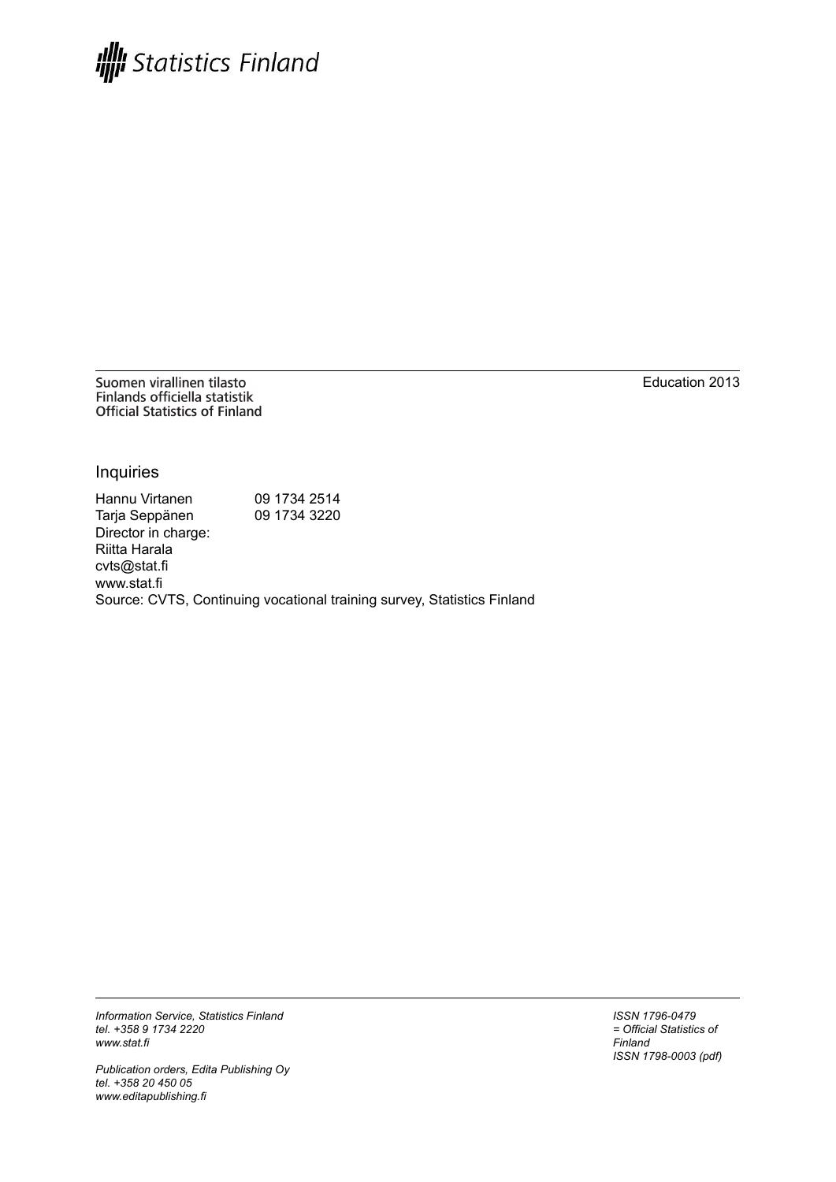Statistics Finland

Suomen virallinen tilasto
Finlands officiella statistik
**Official Statistics of Finland**

Education 2013

## Inquiries

| | |
|---|---|
| Hannu Virtanen | 09 1734 2514 |
| Tarja Seppänen | 09 1734 3220 |

Director in charge:
Riitta Harala
cvts@stat.fi
www.stat.fi
Source: CVTS, Continuing vocational training survey, Statistics Finland

*Information Service, Statistics Finland*
*tel. +358 9 1734 2220*
*www.stat.fi*

*Publication orders, Edita Publishing Oy*
*tel. +358 20 450 05*
*www.editapublishing.fi*

*ISSN 1796-0479*
*= Official Statistics of Finland*
*ISSN 1798-0003 (pdf)*